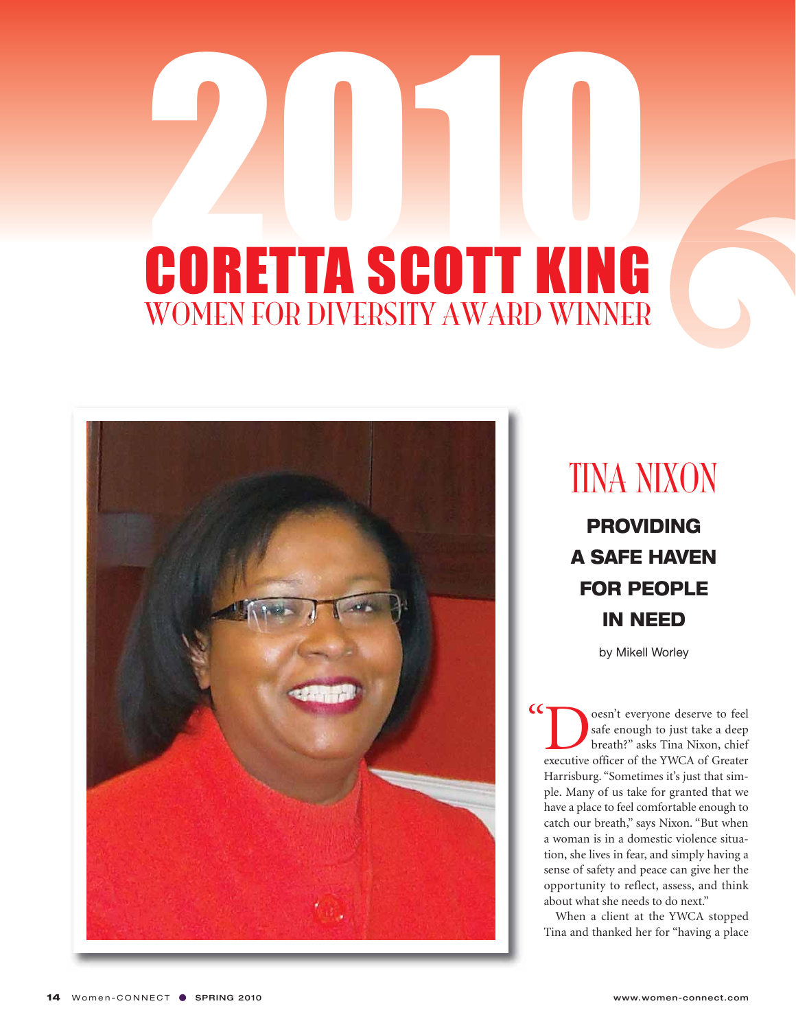# 2010 CORETTA SCOTT KING

## WOMEN FOR DIVERSITY AWARD WINNER

# TINA NIXON

### PROVIDING A SAFE HAVEN FOR PEOPLE IN NEED

by Mikell Worley

"Doesn't everyone deserve to feel safe enough to just take a deep breath?" asks Tina Nixon, chief executive officer of the YWCA of Greater Harrisburg. "Sometimes it's just that simple. Many of us take for granted that we have a place to feel comfortable enough to catch our breath," says Nixon. "But when a woman is in a domestic violence situation, she lives in fear, and simply having a sense of safety and peace can give her the opportunity to reflect, assess, and think about what she needs to do next."

When a client at the YWCA stopped Tina and thanked her for "having a place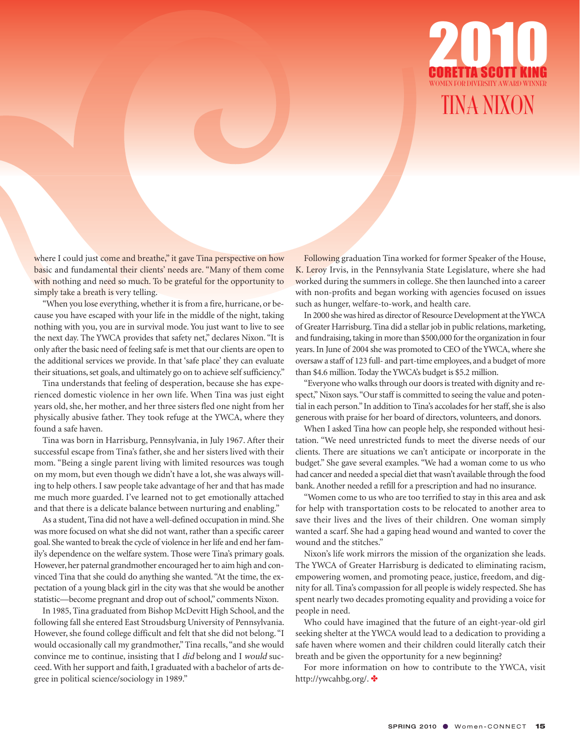# 2010

## CORETTA SCOTT KING

WOMEN FOR DIVERSITY AWARD WINNER

## TINA NIXON

where I could just come and breathe," it gave Tina perspective on how basic and fundamental their clients' needs are. "Many of them come with nothing and need so much. To be grateful for the opportunity to simply take a breath is very telling.

"When you lose everything, whether it is from a fire, hurricane, or because you have escaped with your life in the middle of the night, taking nothing with you, you are in survival mode. You just want to live to see the next day. The YWCA provides that safety net," declares Nixon. "It is only after the basic need of feeling safe is met that our clients are open to the additional services we provide. In that 'safe place' they can evaluate their situations, set goals, and ultimately go on to achieve self sufficiency."

Tina understands that feeling of desperation, because she has experienced domestic violence in her own life. When Tina was just eight years old, she, her mother, and her three sisters fled one night from her physically abusive father. They took refuge at the YWCA, where they found a safe haven.

Tina was born in Harrisburg, Pennsylvania, in July 1967. After their successful escape from Tina's father, she and her sisters lived with their mom. "Being a single parent living with limited resources was tough on my mom, but even though we didn't have a lot, she was always willing to help others. I saw people take advantage of her and that has made me much more guarded. I've learned not to get emotionally attached and that there is a delicate balance between nurturing and enabling."

As a student, Tina did not have a well-defined occupation in mind. She was more focused on what she did not want, rather than a specific career goal. She wanted to break the cycle of violence in her life and end her family's dependence on the welfare system. Those were Tina's primary goals. However, her paternal grandmother encouraged her to aim high and convinced Tina that she could do anything she wanted. "At the time, the expectation of a young black girl in the city was that she would be another statistic—become pregnant and drop out of school," comments Nixon.

In 1985, Tina graduated from Bishop McDevitt High School, and the following fall she entered East Stroudsburg University of Pennsylvania. However, she found college difficult and felt that she did not belong. "I would occasionally call my grandmother," Tina recalls, "and she would convince me to continue, insisting that I *did* belong and I *would* succeed. With her support and faith, I graduated with a bachelor of arts degree in political science/sociology in 1989."

Following graduation Tina worked for former Speaker of the House, K. Leroy Irvis, in the Pennsylvania State Legislature, where she had worked during the summers in college. She then launched into a career with non-profits and began working with agencies focused on issues such as hunger, welfare-to-work, and health care.

In 2000 she was hired as director of Resource Development at the YWCA of Greater Harrisburg. Tina did a stellar job in public relations, marketing, and fundraising, taking in more than $500,000 for the organization in four years. In June of 2004 she was promoted to CEO of the YWCA, where she oversaw a staff of 123 full- and part-time employees, and a budget of more than $4.6 million. Today the YWCA's budget is $5.2 million.

"Everyone who walks through our doors is treated with dignity and respect," Nixon says. "Our staff is committed to seeing the value and potential in each person." In addition to Tina's accolades for her staff, she is also generous with praise for her board of directors, volunteers, and donors.

When I asked Tina how can people help, she responded without hesitation. "We need unrestricted funds to meet the diverse needs of our clients. There are situations we can't anticipate or incorporate in the budget." She gave several examples. "We had a woman come to us who had cancer and needed a special diet that wasn't available through the food bank. Another needed a refill for a prescription and had no insurance.

"Women come to us who are too terrified to stay in this area and ask for help with transportation costs to be relocated to another area to save their lives and the lives of their children. One woman simply wanted a scarf. She had a gaping head wound and wanted to cover the wound and the stitches."

Nixon's life work mirrors the mission of the organization she leads. The YWCA of Greater Harrisburg is dedicated to eliminating racism, empowering women, and promoting peace, justice, freedom, and dignity for all. Tina's compassion for all people is widely respected. She has spent nearly two decades promoting equality and providing a voice for people in need.

Who could have imagined that the future of an eight-year-old girl seeking shelter at the YWCA would lead to a dedication to providing a safe haven where women and their children could literally catch their breath and be given the opportunity for a new beginning?

For more information on how to contribute to the YWCA, visit http://ywcahbg.org/. ✤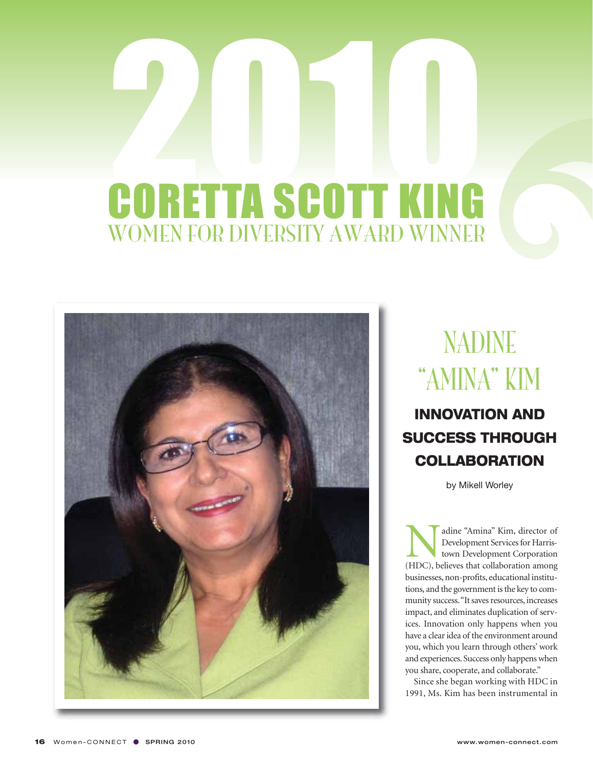# 2010 CORETTA SCOTT KING WOMEN FOR DIVERSITY AWARD WINNER

## NADINE "AMINA" KIM

### INNOVATION AND SUCCESS THROUGH COLLABORATION

by Mikell Worley

Nadine "Amina" Kim, director of Development Services for Harristown Development Corporation (HDC), believes that collaboration among businesses, non-profits, educational institutions, and the government is the key to community success. "It saves resources, increases impact, and eliminates duplication of services. Innovation only happens when you have a clear idea of the environment around you, which you learn through others' work and experiences. Success only happens when you share, cooperate, and collaborate."

Since she began working with HDC in 1991, Ms. Kim has been instrumental in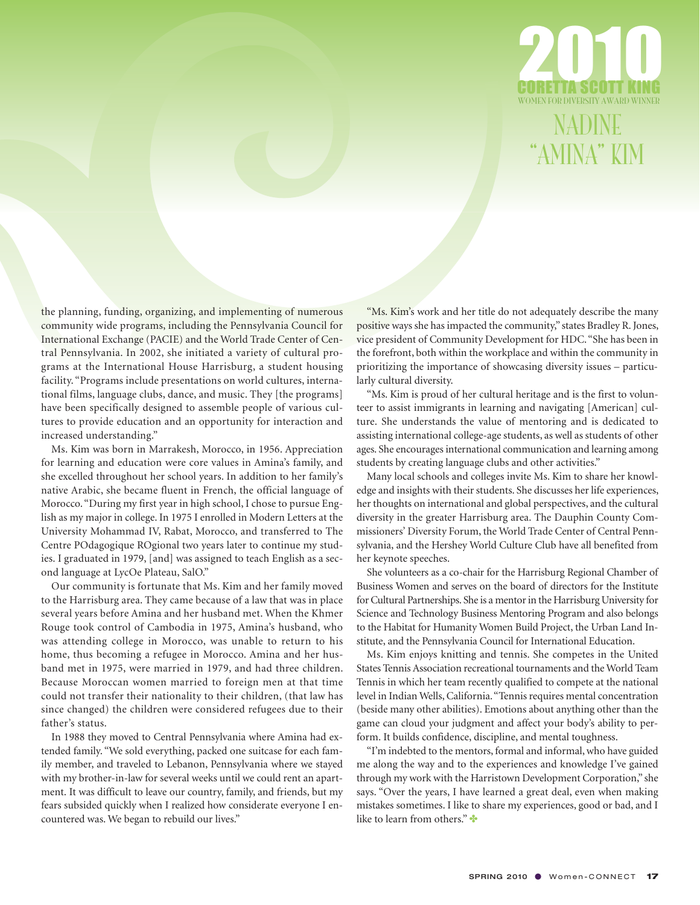# 2010 CORETTA SCOTT KING

WOMEN FOR DIVERSITY AWARD WINNER

## NADINE "AMINA" KIM

the planning, funding, organizing, and implementing of numerous community wide programs, including the Pennsylvania Council for International Exchange (PACIE) and the World Trade Center of Central Pennsylvania. In 2002, she initiated a variety of cultural programs at the International House Harrisburg, a student housing facility. "Programs include presentations on world cultures, international films, language clubs, dance, and music. They [the programs] have been specifically designed to assemble people of various cultures to provide education and an opportunity for interaction and increased understanding."

Ms. Kim was born in Marrakesh, Morocco, in 1956. Appreciation for learning and education were core values in Amina's family, and she excelled throughout her school years. In addition to her family's native Arabic, she became fluent in French, the official language of Morocco. "During my first year in high school, I chose to pursue English as my major in college. In 1975 I enrolled in Modern Letters at the University Mohammad IV, Rabat, Morocco, and transferred to The Centre POdagogique ROgional two years later to continue my studies. I graduated in 1979, [and] was assigned to teach English as a second language at LycOe Plateau, SalO."

Our community is fortunate that Ms. Kim and her family moved to the Harrisburg area. They came because of a law that was in place several years before Amina and her husband met. When the Khmer Rouge took control of Cambodia in 1975, Amina's husband, who was attending college in Morocco, was unable to return to his home, thus becoming a refugee in Morocco. Amina and her husband met in 1975, were married in 1979, and had three children. Because Moroccan women married to foreign men at that time could not transfer their nationality to their children, (that law has since changed) the children were considered refugees due to their father's status.

In 1988 they moved to Central Pennsylvania where Amina had extended family. "We sold everything, packed one suitcase for each family member, and traveled to Lebanon, Pennsylvania where we stayed with my brother-in-law for several weeks until we could rent an apartment. It was difficult to leave our country, family, and friends, but my fears subsided quickly when I realized how considerate everyone I encountered was. We began to rebuild our lives."

"Ms. Kim's work and her title do not adequately describe the many positive ways she has impacted the community," states Bradley R. Jones, vice president of Community Development for HDC. "She has been in the forefront, both within the workplace and within the community in prioritizing the importance of showcasing diversity issues – particularly cultural diversity.

"Ms. Kim is proud of her cultural heritage and is the first to volunteer to assist immigrants in learning and navigating [American] culture. She understands the value of mentoring and is dedicated to assisting international college-age students, as well as students of other ages. She encourages international communication and learning among students by creating language clubs and other activities."

Many local schools and colleges invite Ms. Kim to share her knowledge and insights with their students. She discusses her life experiences, her thoughts on international and global perspectives, and the cultural diversity in the greater Harrisburg area. The Dauphin County Commissioners' Diversity Forum, the World Trade Center of Central Pennsylvania, and the Hershey World Culture Club have all benefited from her keynote speeches.

She volunteers as a co-chair for the Harrisburg Regional Chamber of Business Women and serves on the board of directors for the Institute for Cultural Partnerships. She is a mentor in the Harrisburg University for Science and Technology Business Mentoring Program and also belongs to the Habitat for Humanity Women Build Project, the Urban Land Institute, and the Pennsylvania Council for International Education.

Ms. Kim enjoys knitting and tennis. She competes in the United States Tennis Association recreational tournaments and the World Team Tennis in which her team recently qualified to compete at the national level in Indian Wells, California. "Tennis requires mental concentration (beside many other abilities). Emotions about anything other than the game can cloud your judgment and affect your body's ability to perform. It builds confidence, discipline, and mental toughness.

"I'm indebted to the mentors, formal and informal, who have guided me along the way and to the experiences and knowledge I've gained through my work with the Harristown Development Corporation," she says. "Over the years, I have learned a great deal, even when making mistakes sometimes. I like to share my experiences, good or bad, and I like to learn from others." ✤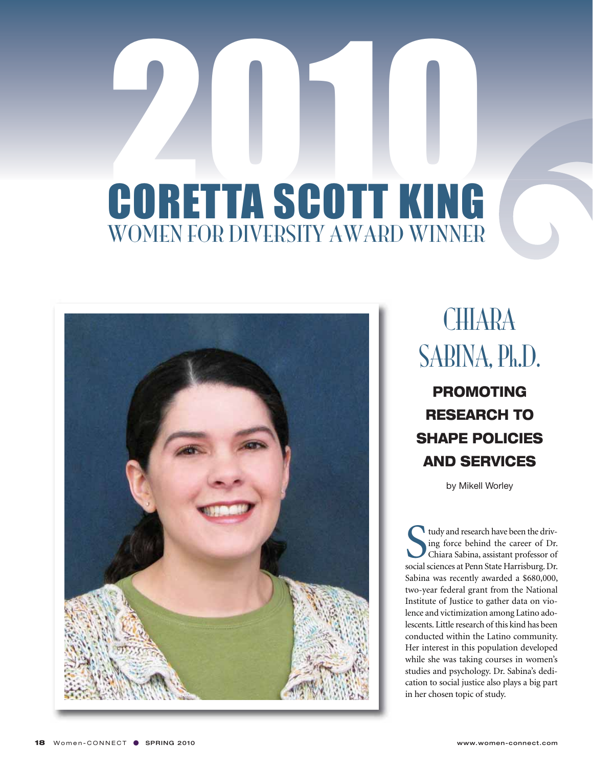# 2010 CORETTA SCOTT KING WOMEN FOR DIVERSITY AWARD WINNER

## CHIARA SABINA, Ph.D.

### PROMOTING RESEARCH TO SHAPE POLICIES AND SERVICES

by Mikell Worley

Study and research have been the driving force behind the career of Dr. Chiara Sabina, assistant professor of social sciences at Penn State Harrisburg. Dr. Sabina was recently awarded a $680,000, two-year federal grant from the National Institute of Justice to gather data on violence and victimization among Latino adolescents. Little research of this kind has been conducted within the Latino community. Her interest in this population developed while she was taking courses in women's studies and psychology. Dr. Sabina's dedication to social justice also plays a big part in her chosen topic of study.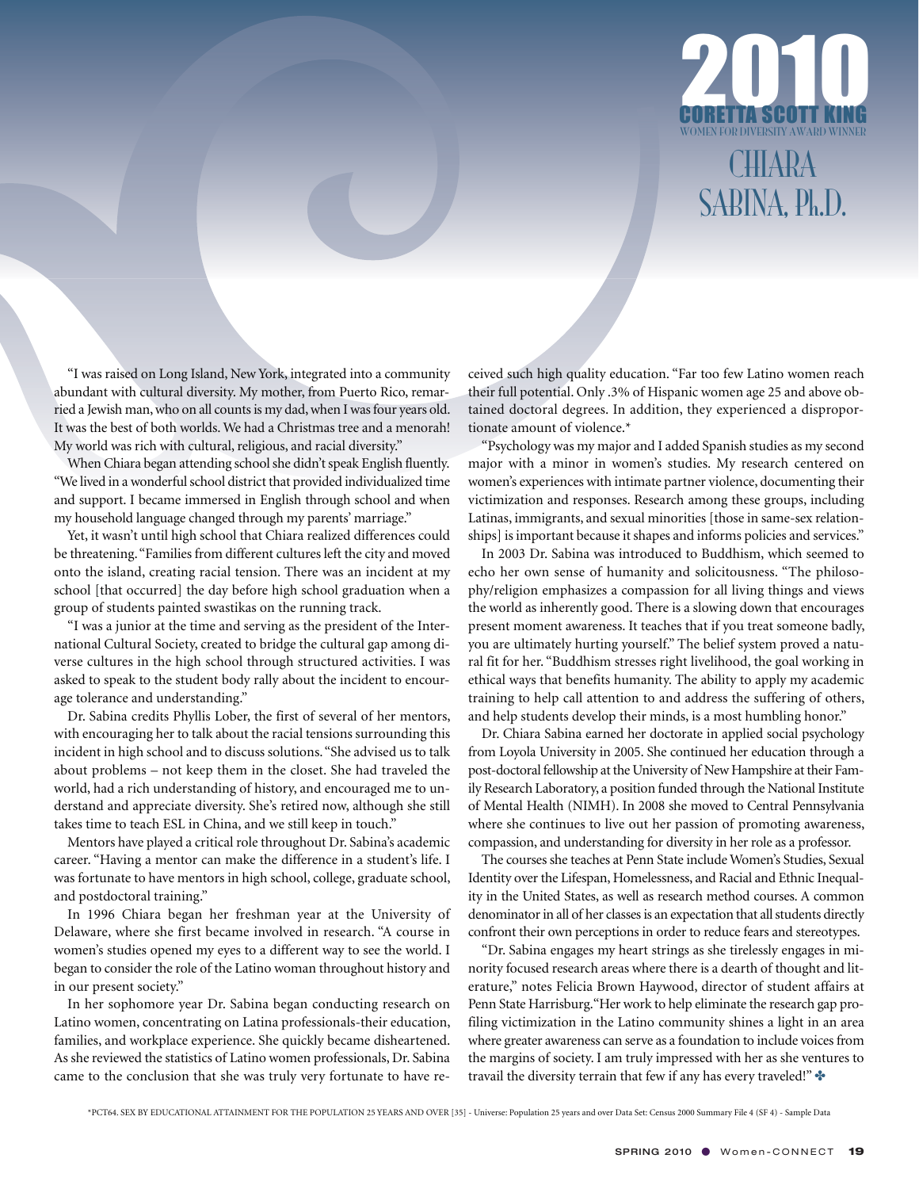# 2010 CORETTA SCOTT KING

WOMEN FOR DIVERSITY AWARD WINNER

## CHIARA SABINA, Ph.D.

"I was raised on Long Island, New York, integrated into a community abundant with cultural diversity. My mother, from Puerto Rico, remarried a Jewish man, who on all counts is my dad, when I was four years old. It was the best of both worlds. We had a Christmas tree and a menorah! My world was rich with cultural, religious, and racial diversity."

When Chiara began attending school she didn't speak English fluently. "We lived in a wonderful school district that provided individualized time and support. I became immersed in English through school and when my household language changed through my parents' marriage."

Yet, it wasn't until high school that Chiara realized differences could be threatening. "Families from different cultures left the city and moved onto the island, creating racial tension. There was an incident at my school [that occurred] the day before high school graduation when a group of students painted swastikas on the running track.

"I was a junior at the time and serving as the president of the International Cultural Society, created to bridge the cultural gap among diverse cultures in the high school through structured activities. I was asked to speak to the student body rally about the incident to encourage tolerance and understanding."

Dr. Sabina credits Phyllis Lober, the first of several of her mentors, with encouraging her to talk about the racial tensions surrounding this incident in high school and to discuss solutions. "She advised us to talk about problems – not keep them in the closet. She had traveled the world, had a rich understanding of history, and encouraged me to understand and appreciate diversity. She's retired now, although she still takes time to teach ESL in China, and we still keep in touch."

Mentors have played a critical role throughout Dr. Sabina's academic career. "Having a mentor can make the difference in a student's life. I was fortunate to have mentors in high school, college, graduate school, and postdoctoral training."

In 1996 Chiara began her freshman year at the University of Delaware, where she first became involved in research. "A course in women's studies opened my eyes to a different way to see the world. I began to consider the role of the Latino woman throughout history and in our present society."

In her sophomore year Dr. Sabina began conducting research on Latino women, concentrating on Latina professionals-their education, families, and workplace experience. She quickly became disheartened. As she reviewed the statistics of Latino women professionals, Dr. Sabina came to the conclusion that she was truly very fortunate to have received such high quality education. "Far too few Latino women reach their full potential. Only .3% of Hispanic women age 25 and above obtained doctoral degrees. In addition, they experienced a disproportionate amount of violence.*

"Psychology was my major and I added Spanish studies as my second major with a minor in women's studies. My research centered on women's experiences with intimate partner violence, documenting their victimization and responses. Research among these groups, including Latinas, immigrants, and sexual minorities [those in same-sex relationships] is important because it shapes and informs policies and services."

In 2003 Dr. Sabina was introduced to Buddhism, which seemed to echo her own sense of humanity and solicitousness. "The philosophy/religion emphasizes a compassion for all living things and views the world as inherently good. There is a slowing down that encourages present moment awareness. It teaches that if you treat someone badly, you are ultimately hurting yourself." The belief system proved a natural fit for her. "Buddhism stresses right livelihood, the goal working in ethical ways that benefits humanity. The ability to apply my academic training to help call attention to and address the suffering of others, and help students develop their minds, is a most humbling honor."

Dr. Chiara Sabina earned her doctorate in applied social psychology from Loyola University in 2005. She continued her education through a post-doctoral fellowship at the University of New Hampshire at their Family Research Laboratory, a position funded through the National Institute of Mental Health (NIMH). In 2008 she moved to Central Pennsylvania where she continues to live out her passion of promoting awareness, compassion, and understanding for diversity in her role as a professor.

The courses she teaches at Penn State include Women's Studies, Sexual Identity over the Lifespan, Homelessness, and Racial and Ethnic Inequality in the United States, as well as research method courses. A common denominator in all of her classes is an expectation that all students directly confront their own perceptions in order to reduce fears and stereotypes.

"Dr. Sabina engages my heart strings as she tirelessly engages in minority focused research areas where there is a dearth of thought and literature," notes Felicia Brown Haywood, director of student affairs at Penn State Harrisburg. "Her work to help eliminate the research gap profiling victimization in the Latino community shines a light in an area where greater awareness can serve as a foundation to include voices from the margins of society. I am truly impressed with her as she ventures to travail the diversity terrain that few if any has every traveled!" ✤

*PCT64. SEX BY EDUCATIONAL ATTAINMENT FOR THE POPULATION 25 YEARS AND OVER [35] - Universe: Population 25 years and over Data Set: Census 2000 Summary File 4 (SF 4) - Sample Data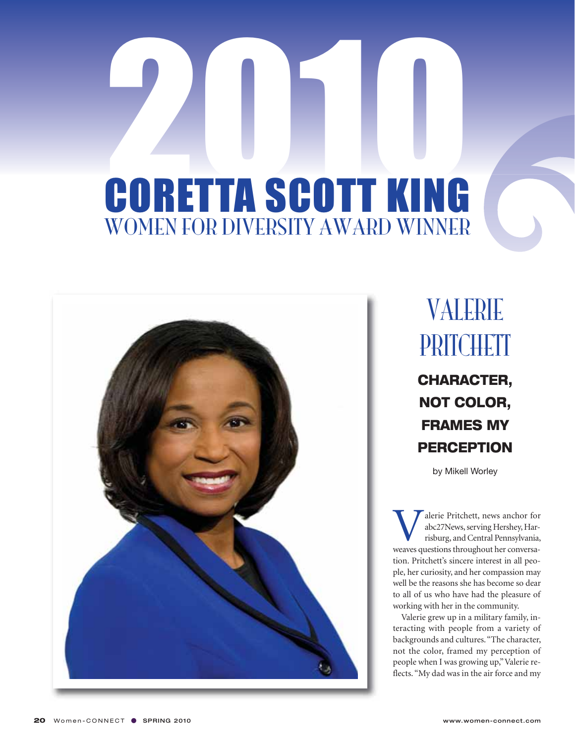# 2010 CORETTA SCOTT KING WOMEN FOR DIVERSITY AWARD WINNER

## VALERIE PRITCHETT

### CHARACTER, NOT COLOR, FRAMES MY PERCEPTION

by Mikell Worley

Valerie Pritchett, news anchor for abc27News, serving Hershey, Harrisburg, and Central Pennsylvania, weaves questions throughout her conversation. Pritchett's sincere interest in all people, her curiosity, and her compassion may well be the reasons she has become so dear to all of us who have had the pleasure of working with her in the community.

Valerie grew up in a military family, interacting with people from a variety of backgrounds and cultures. "The character, not the color, framed my perception of people when I was growing up," Valerie reflects. "My dad was in the air force and my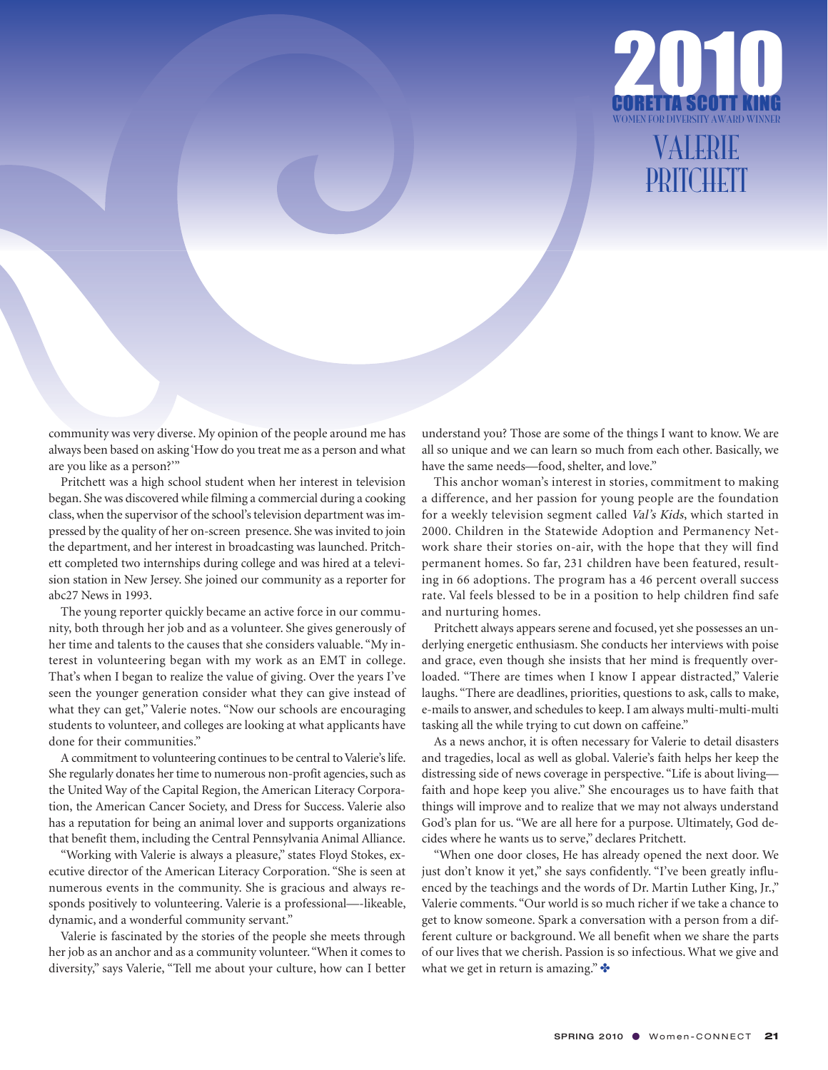# 2010

## CORETTA SCOTT KING

WOMEN FOR DIVERSITY AWARD WINNER

## VALERIE PRITCHETT

community was very diverse. My opinion of the people around me has always been based on asking 'How do you treat me as a person and what are you like as a person?'"

Pritchett was a high school student when her interest in television began. She was discovered while filming a commercial during a cooking class, when the supervisor of the school's television department was impressed by the quality of her on-screen presence. She was invited to join the department, and her interest in broadcasting was launched. Pritchett completed two internships during college and was hired at a television station in New Jersey. She joined our community as a reporter for abc27 News in 1993.

The young reporter quickly became an active force in our community, both through her job and as a volunteer. She gives generously of her time and talents to the causes that she considers valuable. "My interest in volunteering began with my work as an EMT in college. That's when I began to realize the value of giving. Over the years I've seen the younger generation consider what they can give instead of what they can get," Valerie notes. "Now our schools are encouraging students to volunteer, and colleges are looking at what applicants have done for their communities."

A commitment to volunteering continues to be central to Valerie's life. She regularly donates her time to numerous non-profit agencies, such as the United Way of the Capital Region, the American Literacy Corporation, the American Cancer Society, and Dress for Success. Valerie also has a reputation for being an animal lover and supports organizations that benefit them, including the Central Pennsylvania Animal Alliance.

"Working with Valerie is always a pleasure," states Floyd Stokes, executive director of the American Literacy Corporation. "She is seen at numerous events in the community. She is gracious and always responds positively to volunteering. Valerie is a professional—-likeable, dynamic, and a wonderful community servant."

Valerie is fascinated by the stories of the people she meets through her job as an anchor and as a community volunteer. "When it comes to diversity," says Valerie, "Tell me about your culture, how can I better understand you? Those are some of the things I want to know. We are all so unique and we can learn so much from each other. Basically, we have the same needs—food, shelter, and love."

This anchor woman's interest in stories, commitment to making a difference, and her passion for young people are the foundation for a weekly television segment called *Val's Kids*, which started in 2000. Children in the Statewide Adoption and Permanency Network share their stories on-air, with the hope that they will find permanent homes. So far, 231 children have been featured, resulting in 66 adoptions. The program has a 46 percent overall success rate. Val feels blessed to be in a position to help children find safe and nurturing homes.

Pritchett always appears serene and focused, yet she possesses an underlying energetic enthusiasm. She conducts her interviews with poise and grace, even though she insists that her mind is frequently overloaded. "There are times when I know I appear distracted," Valerie laughs. "There are deadlines, priorities, questions to ask, calls to make, e-mails to answer, and schedules to keep. I am always multi-multi-multi tasking all the while trying to cut down on caffeine."

As a news anchor, it is often necessary for Valerie to detail disasters and tragedies, local as well as global. Valerie's faith helps her keep the distressing side of news coverage in perspective. "Life is about living—faith and hope keep you alive." She encourages us to have faith that things will improve and to realize that we may not always understand God's plan for us. "We are all here for a purpose. Ultimately, God decides where he wants us to serve," declares Pritchett.

"When one door closes, He has already opened the next door. We just don't know it yet," she says confidently. "I've been greatly influenced by the teachings and the words of Dr. Martin Luther King, Jr.," Valerie comments. "Our world is so much richer if we take a chance to get to know someone. Spark a conversation with a person from a different culture or background. We all benefit when we share the parts of our lives that we cherish. Passion is so infectious. What we give and what we get in return is amazing." ✤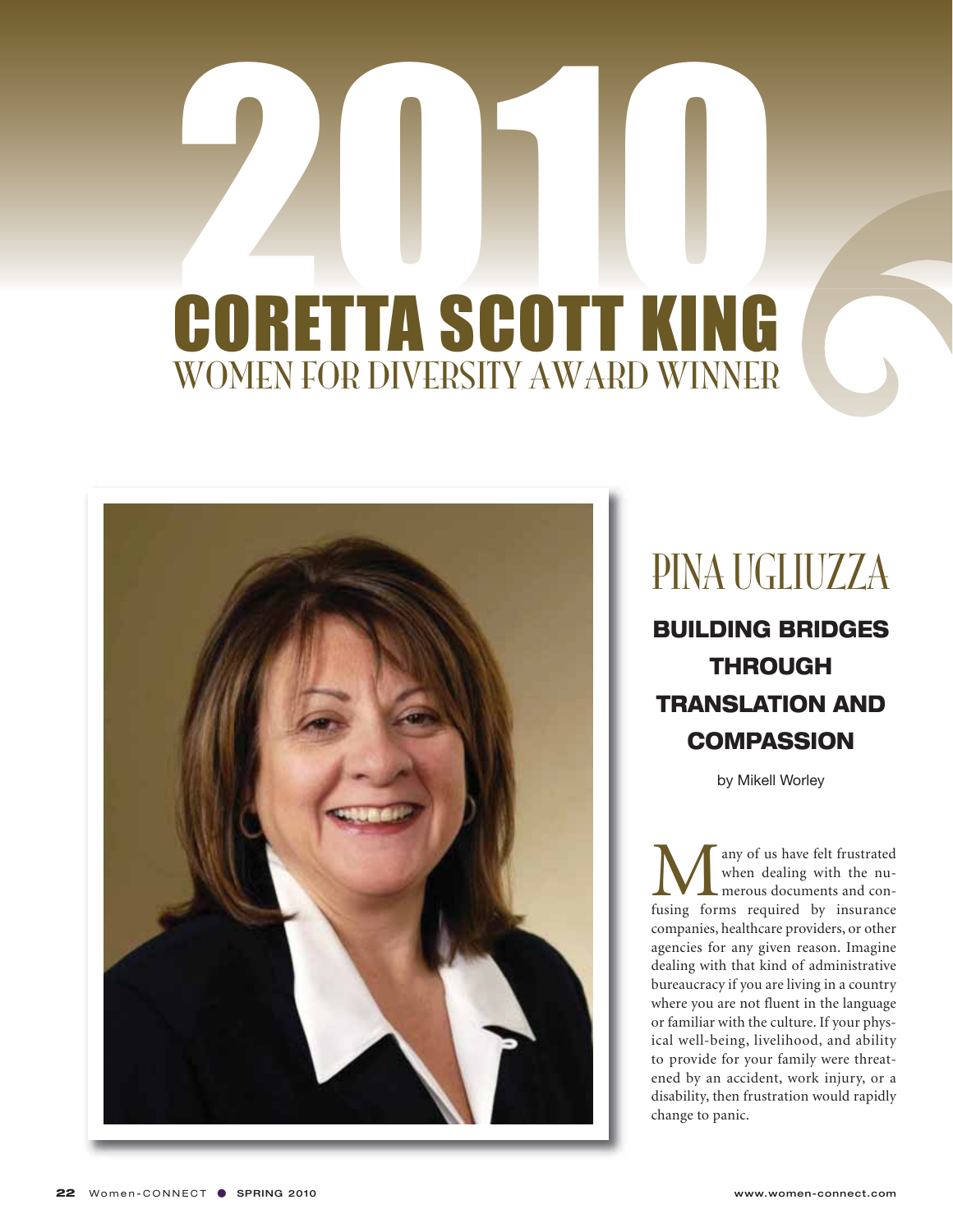# 2010 CORETTA SCOTT KING

## WOMEN FOR DIVERSITY AWARD WINNER

# PINA UGLIUZZA

## BUILDING BRIDGES THROUGH TRANSLATION AND COMPASSION

by Mikell Worley

Many of us have felt frustrated when dealing with the numerous documents and confusing forms required by insurance companies, healthcare providers, or other agencies for any given reason. Imagine dealing with that kind of administrative bureaucracy if you are living in a country where you are not fluent in the language or familiar with the culture. If your physical well-being, livelihood, and ability to provide for your family were threatened by an accident, work injury, or a disability, then frustration would rapidly change to panic.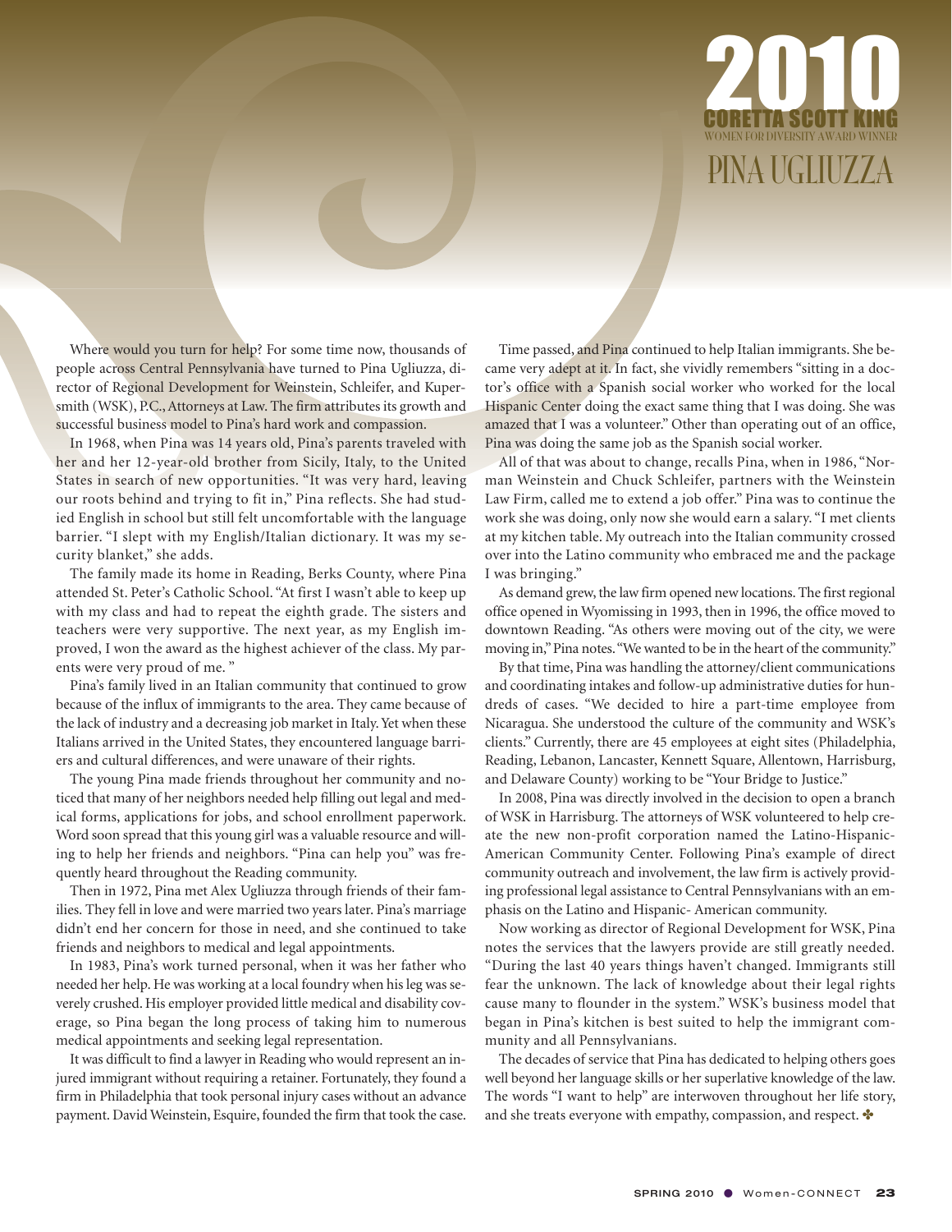# 2010 CORETTA SCOTT KING

WOMEN FOR DIVERSITY AWARD WINNER

## PINA UGLIUZZA

Where would you turn for help? For some time now, thousands of people across Central Pennsylvania have turned to Pina Ugliuzza, director of Regional Development for Weinstein, Schleifer, and Kupersmith (WSK), P.C., Attorneys at Law. The firm attributes its growth and successful business model to Pina's hard work and compassion.

In 1968, when Pina was 14 years old, Pina's parents traveled with her and her 12-year-old brother from Sicily, Italy, to the United States in search of new opportunities. "It was very hard, leaving our roots behind and trying to fit in," Pina reflects. She had studied English in school but still felt uncomfortable with the language barrier. "I slept with my English/Italian dictionary. It was my security blanket," she adds.

The family made its home in Reading, Berks County, where Pina attended St. Peter's Catholic School. "At first I wasn't able to keep up with my class and had to repeat the eighth grade. The sisters and teachers were very supportive. The next year, as my English improved, I won the award as the highest achiever of the class. My parents were very proud of me."

Pina's family lived in an Italian community that continued to grow because of the influx of immigrants to the area. They came because of the lack of industry and a decreasing job market in Italy. Yet when these Italians arrived in the United States, they encountered language barriers and cultural differences, and were unaware of their rights.

The young Pina made friends throughout her community and noticed that many of her neighbors needed help filling out legal and medical forms, applications for jobs, and school enrollment paperwork. Word soon spread that this young girl was a valuable resource and willing to help her friends and neighbors. "Pina can help you" was frequently heard throughout the Reading community.

Then in 1972, Pina met Alex Ugliuzza through friends of their families. They fell in love and were married two years later. Pina's marriage didn't end her concern for those in need, and she continued to take friends and neighbors to medical and legal appointments.

In 1983, Pina's work turned personal, when it was her father who needed her help. He was working at a local foundry when his leg was severely crushed. His employer provided little medical and disability coverage, so Pina began the long process of taking him to numerous medical appointments and seeking legal representation.

It was difficult to find a lawyer in Reading who would represent an injured immigrant without requiring a retainer. Fortunately, they found a firm in Philadelphia that took personal injury cases without an advance payment. David Weinstein, Esquire, founded the firm that took the case.

Time passed, and Pina continued to help Italian immigrants. She became very adept at it. In fact, she vividly remembers "sitting in a doctor's office with a Spanish social worker who worked for the local Hispanic Center doing the exact same thing that I was doing. She was amazed that I was a volunteer." Other than operating out of an office, Pina was doing the same job as the Spanish social worker.

All of that was about to change, recalls Pina, when in 1986, "Norman Weinstein and Chuck Schleifer, partners with the Weinstein Law Firm, called me to extend a job offer." Pina was to continue the work she was doing, only now she would earn a salary. "I met clients at my kitchen table. My outreach into the Italian community crossed over into the Latino community who embraced me and the package I was bringing."

As demand grew, the law firm opened new locations. The first regional office opened in Wyomissing in 1993, then in 1996, the office moved to downtown Reading. "As others were moving out of the city, we were moving in," Pina notes. "We wanted to be in the heart of the community."

By that time, Pina was handling the attorney/client communications and coordinating intakes and follow-up administrative duties for hundreds of cases. "We decided to hire a part-time employee from Nicaragua. She understood the culture of the community and WSK's clients." Currently, there are 45 employees at eight sites (Philadelphia, Reading, Lebanon, Lancaster, Kennett Square, Allentown, Harrisburg, and Delaware County) working to be "Your Bridge to Justice."

In 2008, Pina was directly involved in the decision to open a branch of WSK in Harrisburg. The attorneys of WSK volunteered to help create the new non-profit corporation named the Latino-Hispanic-American Community Center. Following Pina's example of direct community outreach and involvement, the law firm is actively providing professional legal assistance to Central Pennsylvanians with an emphasis on the Latino and Hispanic- American community.

Now working as director of Regional Development for WSK, Pina notes the services that the lawyers provide are still greatly needed. "During the last 40 years things haven't changed. Immigrants still fear the unknown. The lack of knowledge about their legal rights cause many to flounder in the system." WSK's business model that began in Pina's kitchen is best suited to help the immigrant community and all Pennsylvanians.

The decades of service that Pina has dedicated to helping others goes well beyond her language skills or her superlative knowledge of the law. The words "I want to help" are interwoven throughout her life story, and she treats everyone with empathy, compassion, and respect. ✤